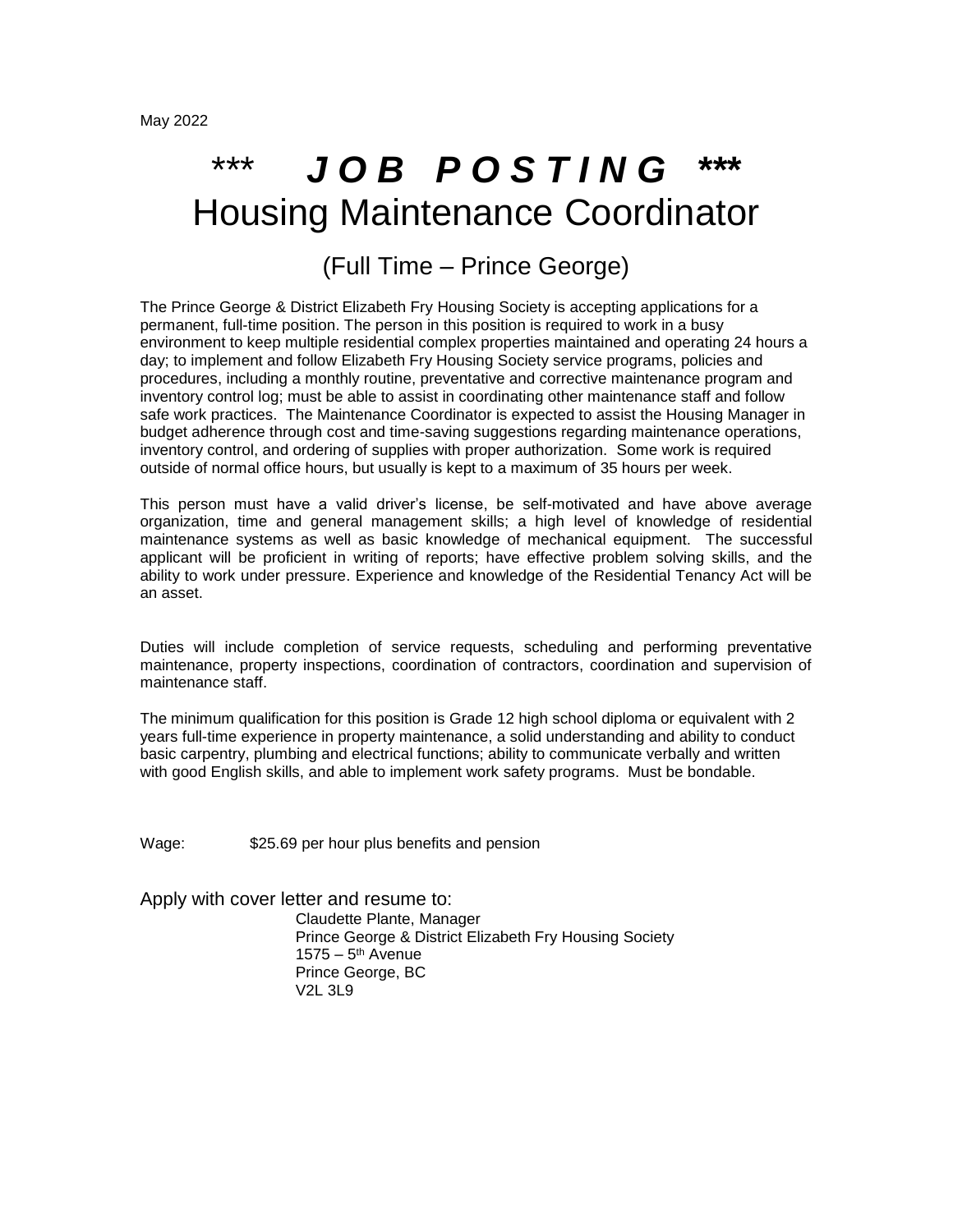May 2022

# \*\*\* *J O B   P O S T I N G* \*\*\*
# Housing Maintenance Coordinator

## (Full Time – Prince George)

The Prince George & District Elizabeth Fry Housing Society is accepting applications for a permanent, full-time position. The person in this position is required to work in a busy environment to keep multiple residential complex properties maintained and operating 24 hours a day; to implement and follow Elizabeth Fry Housing Society service programs, policies and procedures, including a monthly routine, preventative and corrective maintenance program and inventory control log; must be able to assist in coordinating other maintenance staff and follow safe work practices. The Maintenance Coordinator is expected to assist the Housing Manager in budget adherence through cost and time-saving suggestions regarding maintenance operations, inventory control, and ordering of supplies with proper authorization. Some work is required outside of normal office hours, but usually is kept to a maximum of 35 hours per week.

This person must have a valid driver's license, be self-motivated and have above average organization, time and general management skills; a high level of knowledge of residential maintenance systems as well as basic knowledge of mechanical equipment. The successful applicant will be proficient in writing of reports; have effective problem solving skills, and the ability to work under pressure. Experience and knowledge of the Residential Tenancy Act will be an asset.

Duties will include completion of service requests, scheduling and performing preventative maintenance, property inspections, coordination of contractors, coordination and supervision of maintenance staff.

The minimum qualification for this position is Grade 12 high school diploma or equivalent with 2 years full-time experience in property maintenance, a solid understanding and ability to conduct basic carpentry, plumbing and electrical functions; ability to communicate verbally and written with good English skills, and able to implement work safety programs. Must be bondable.

Wage: $25.69 per hour plus benefits and pension

Apply with cover letter and resume to:

Claudette Plante, Manager
Prince George & District Elizabeth Fry Housing Society
1575 – 5th Avenue
Prince George, BC
V2L 3L9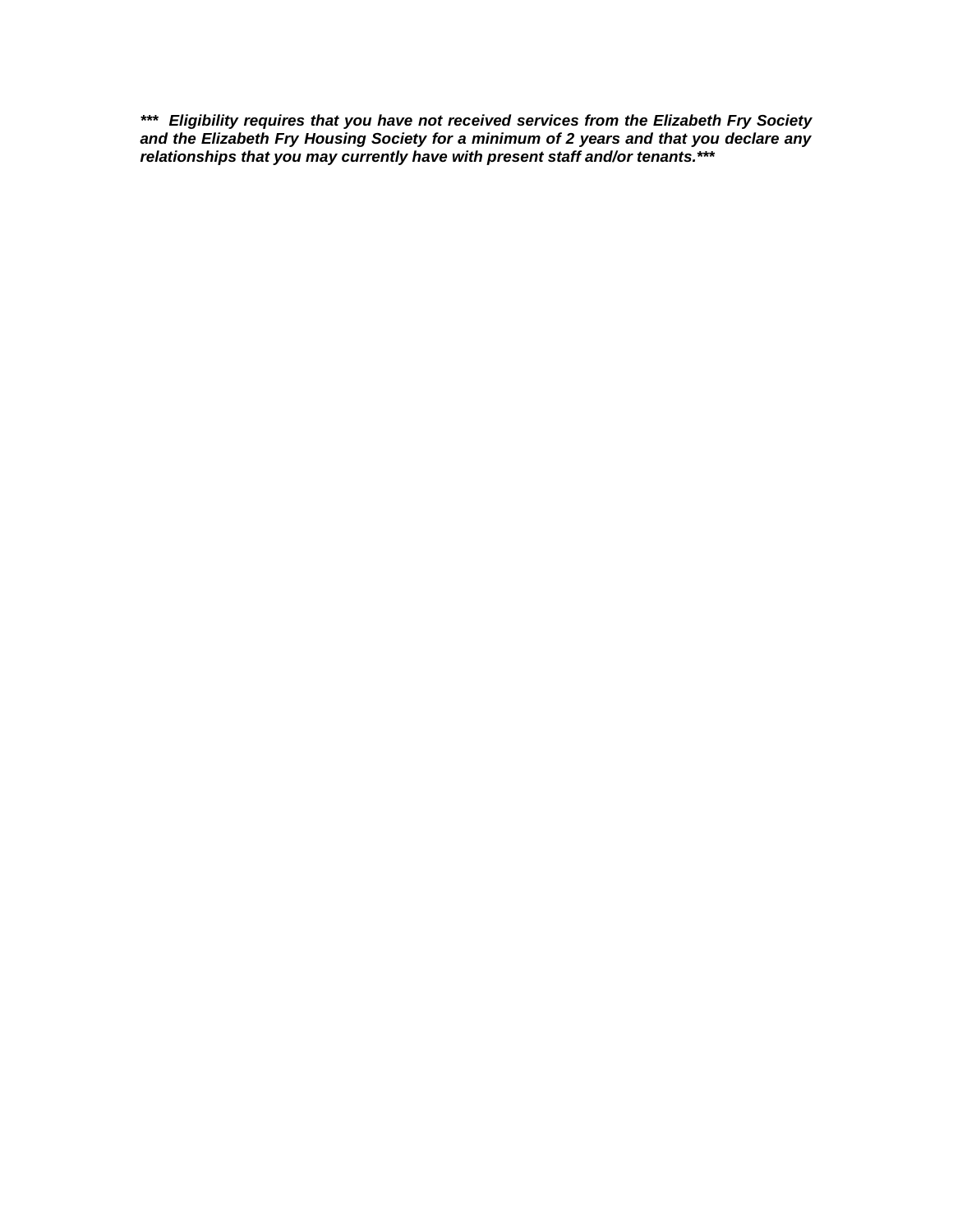***\*  Eligibility requires that you have not received services from the Elizabeth Fry Society and the Elizabeth Fry Housing Society for a minimum of 2 years and that you declare any relationships that you may currently have with present staff and/or tenants.\****